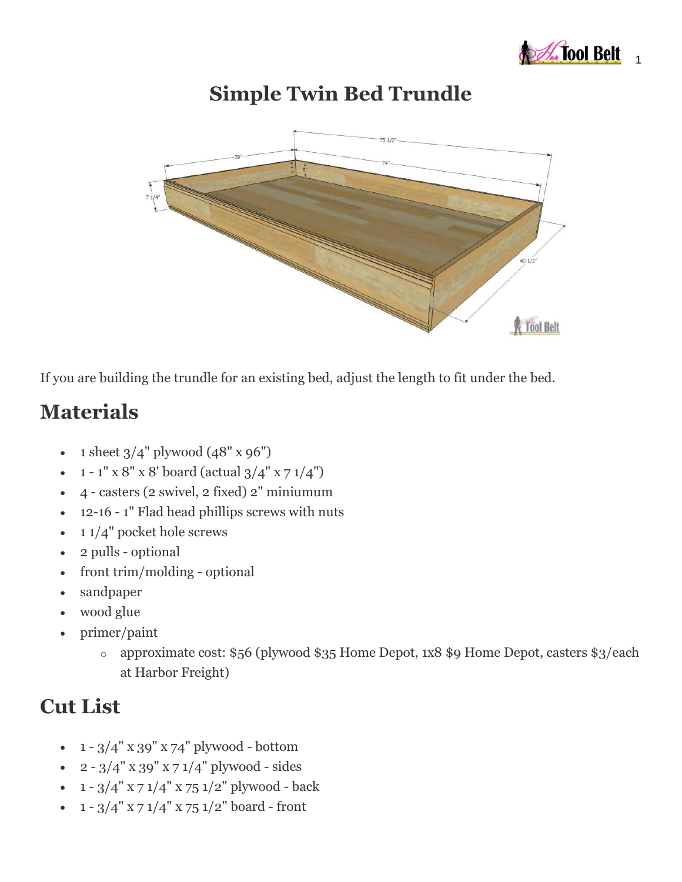# Simple Twin Bed Trundle

If you are building the trundle for an existing bed, adjust the length to fit under the bed.

## Materials

- 1 sheet 3/4" plywood (48" x 96")
- 1 - 1" x 8" x 8' board (actual 3/4" x 7 1/4")
- 4 - casters (2 swivel, 2 fixed) 2" miniumum
- 12-16 - 1" Flad head phillips screws with nuts
- 1 1/4" pocket hole screws
- 2 pulls - optional
- front trim/molding - optional
- sandpaper
- wood glue
- primer/paint
    - approximate cost: $56 (plywood $35 Home Depot, 1x8 $9 Home Depot, casters $3/each at Harbor Freight)

## Cut List

- 1 - 3/4" x 39" x 74" plywood - bottom
- 2 - 3/4" x 39" x 7 1/4" plywood - sides
- 1 - 3/4" x 7 1/4" x 75 1/2" plywood - back
- 1 - 3/4" x 7 1/4" x 75 1/2" board - front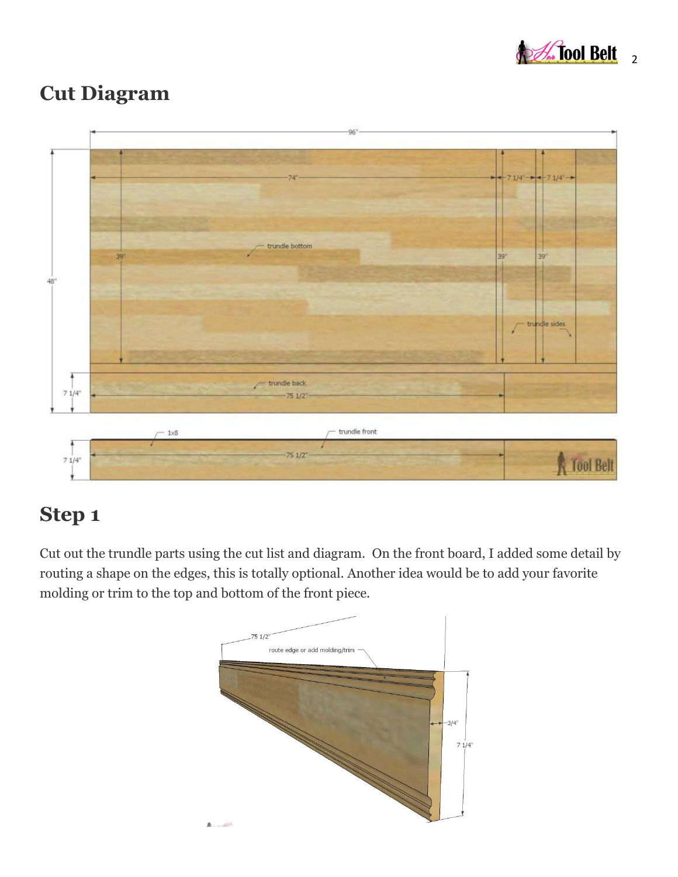## Cut Diagram

## Step 1

Cut out the trundle parts using the cut list and diagram. On the front board, I added some detail by routing a shape on the edges, this is totally optional. Another idea would be to add your favorite molding or trim to the top and bottom of the front piece.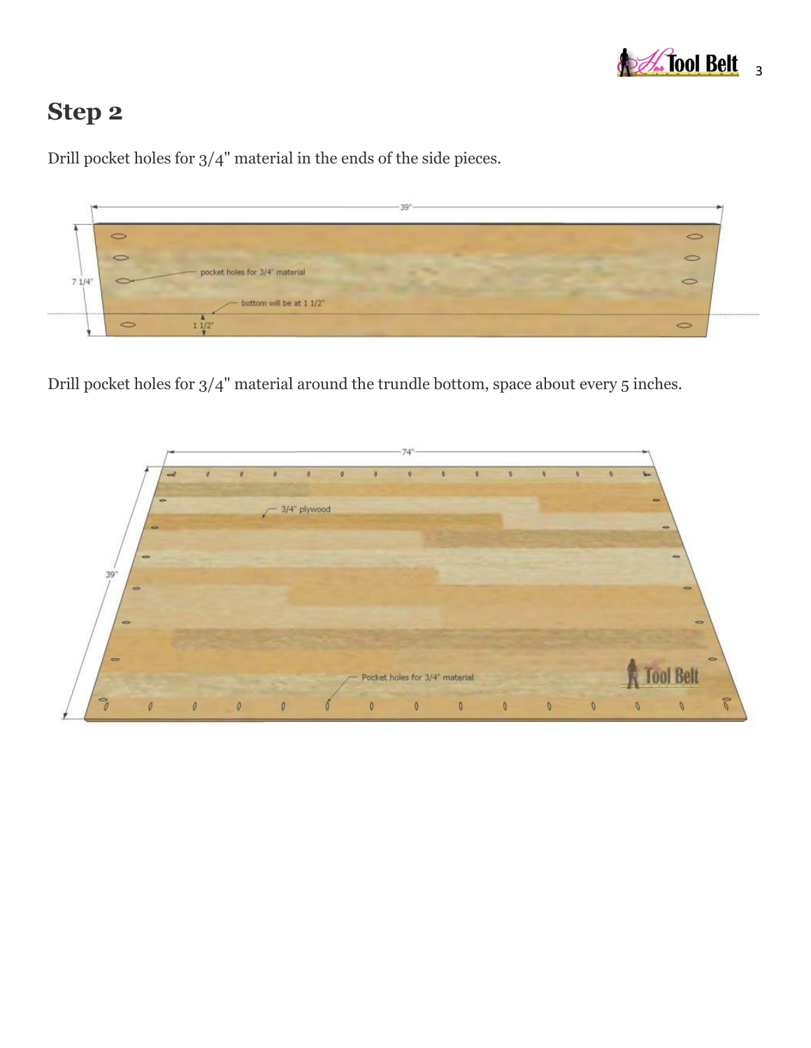## Step 2

Drill pocket holes for 3/4" material in the ends of the side pieces.

Drill pocket holes for 3/4" material around the trundle bottom, space about every 5 inches.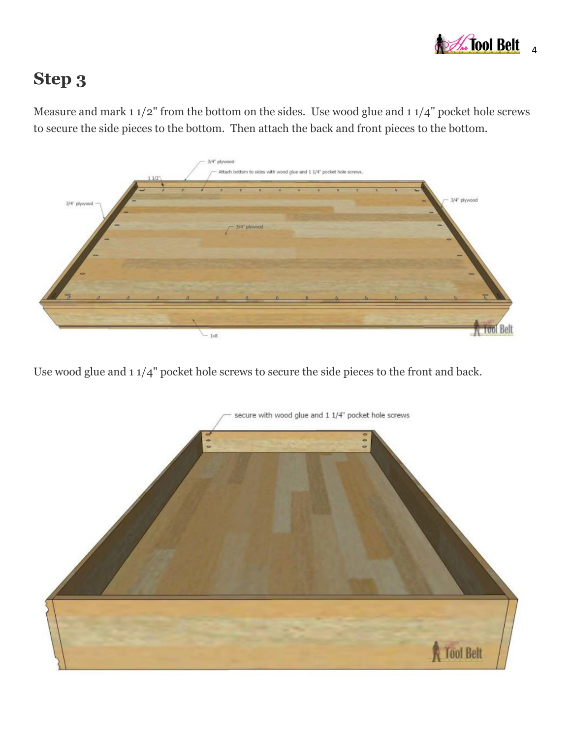## Step 3

Measure and mark 1 1/2" from the bottom on the sides. Use wood glue and 1 1/4" pocket hole screws to secure the side pieces to the bottom. Then attach the back and front pieces to the bottom.

Use wood glue and 1 1/4" pocket hole screws to secure the side pieces to the front and back.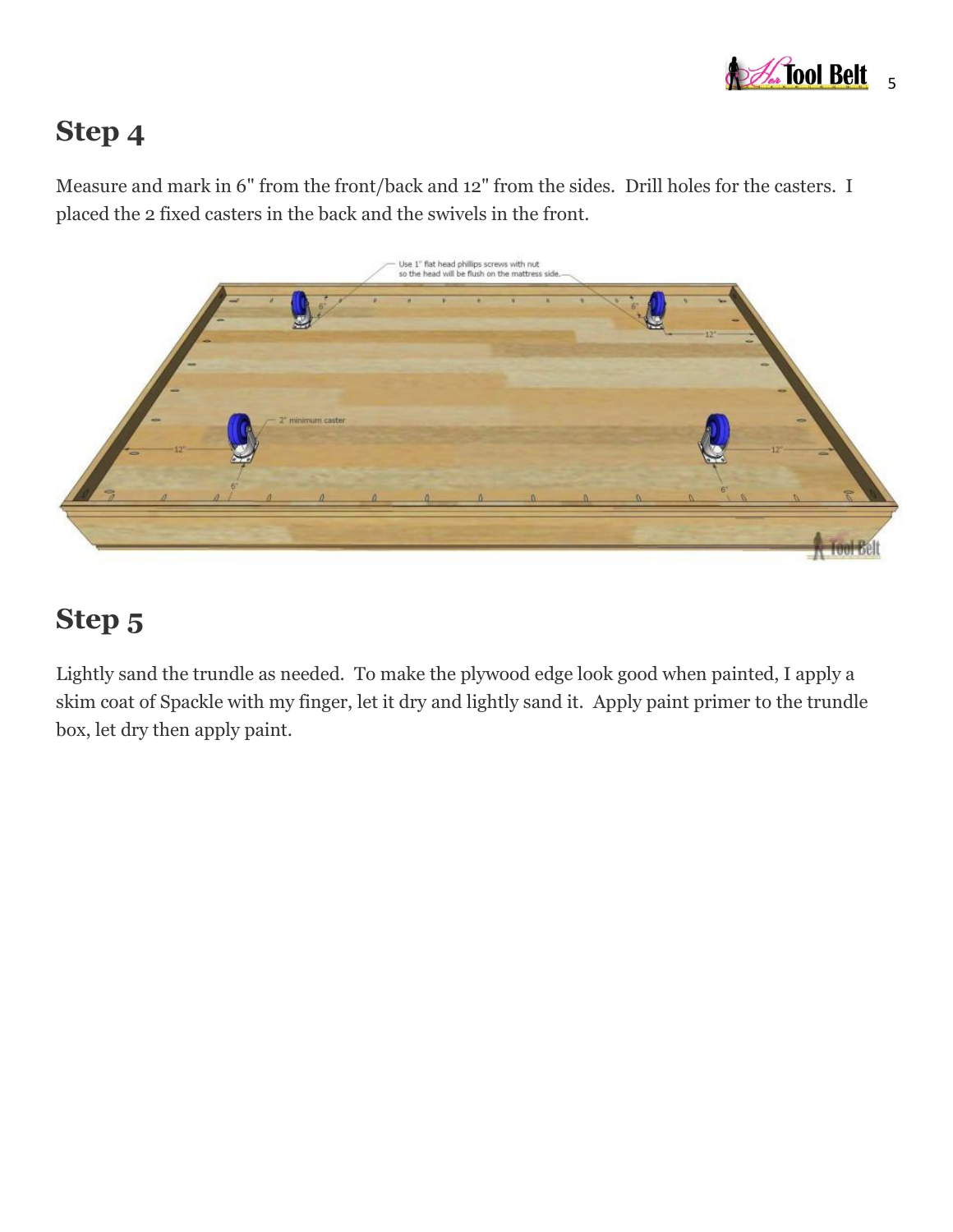## Step 4

Measure and mark in 6" from the front/back and 12" from the sides. Drill holes for the casters. I placed the 2 fixed casters in the back and the swivels in the front.

Use 1" flat head phillips screws with nut so the head will be flush on the mattress side.

2" minimum caster

6"

12"

## Step 5

Lightly sand the trundle as needed. To make the plywood edge look good when painted, I apply a skim coat of Spackle with my finger, let it dry and lightly sand it. Apply paint primer to the trundle box, let dry then apply paint.